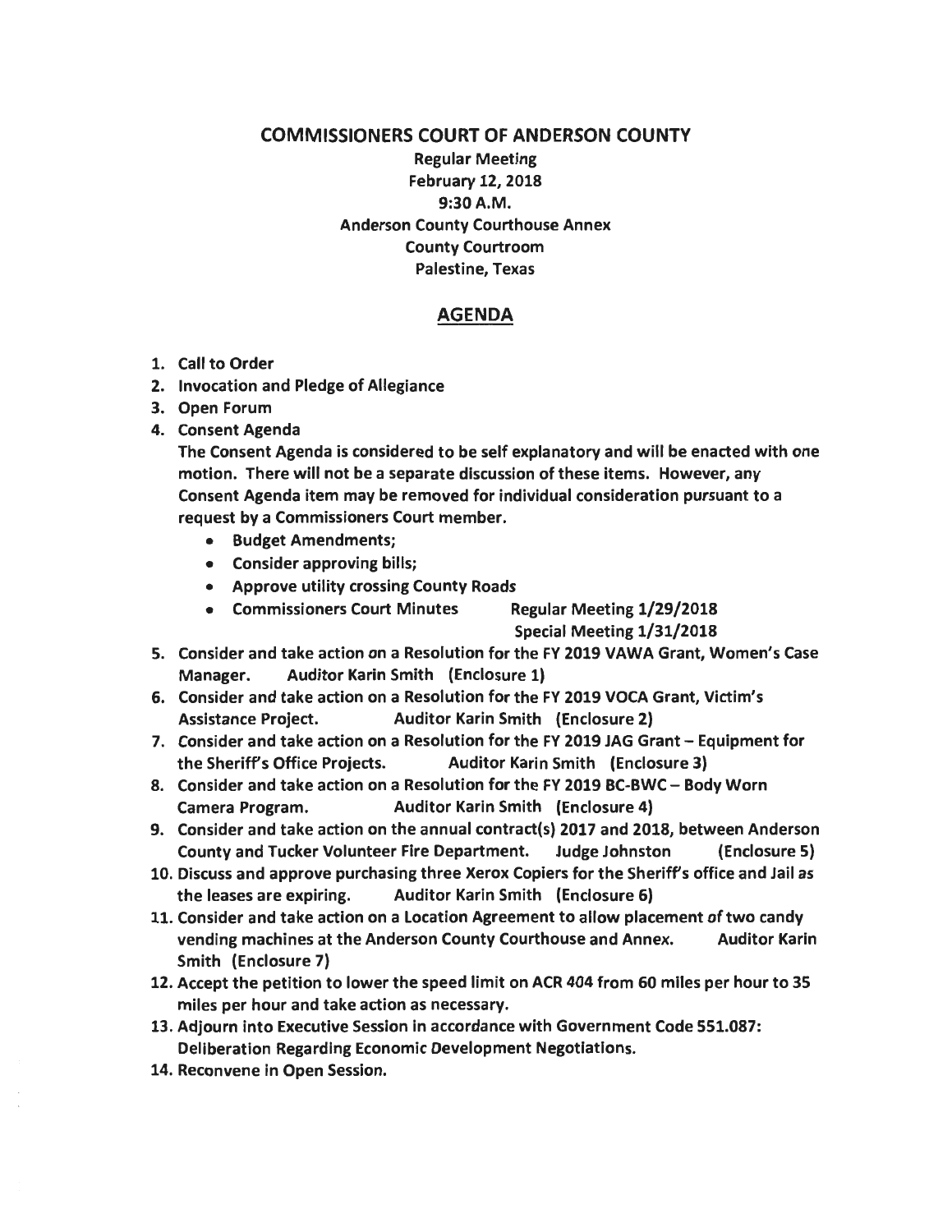# COMMISSIONERS COURT OF ANDERSON COUNTY

**Regular Meeting**
**February 12, 2018**
**9:30 A.M.**
**Anderson County Courthouse Annex**
**County Courtroom**
**Palestine, Texas**

## AGENDA

1. Call to Order
2. Invocation and Pledge of Allegiance
3. Open Forum
4. Consent Agenda
   The Consent Agenda is considered to be self explanatory and will be enacted with one motion. There will not be a separate discussion of these items. However, any Consent Agenda item may be removed for individual consideration pursuant to a request by a Commissioners Court member.
   - Budget Amendments;
   - Consider approving bills;
   - Approve utility crossing County Roads
   - Commissioners Court Minutes Regular Meeting 1/29/2018
     Special Meeting 1/31/2018
5. Consider and take action on a Resolution for the FY 2019 VAWA Grant, Women's Case Manager. Auditor Karin Smith (Enclosure 1)
6. Consider and take action on a Resolution for the FY 2019 VOCA Grant, Victim's Assistance Project. Auditor Karin Smith (Enclosure 2)
7. Consider and take action on a Resolution for the FY 2019 JAG Grant – Equipment for the Sheriff's Office Projects. Auditor Karin Smith (Enclosure 3)
8. Consider and take action on a Resolution for the FY 2019 BC-BWC – Body Worn Camera Program. Auditor Karin Smith (Enclosure 4)
9. Consider and take action on the annual contract(s) 2017 and 2018, between Anderson County and Tucker Volunteer Fire Department. Judge Johnston (Enclosure 5)
10. Discuss and approve purchasing three Xerox Copiers for the Sheriff's office and Jail as the leases are expiring. Auditor Karin Smith (Enclosure 6)
11. Consider and take action on a Location Agreement to allow placement of two candy vending machines at the Anderson County Courthouse and Annex. Auditor Karin Smith (Enclosure 7)
12. Accept the petition to lower the speed limit on ACR 404 from 60 miles per hour to 35 miles per hour and take action as necessary.
13. Adjourn into Executive Session in accordance with Government Code 551.087: Deliberation Regarding Economic Development Negotiations.
14. Reconvene in Open Session.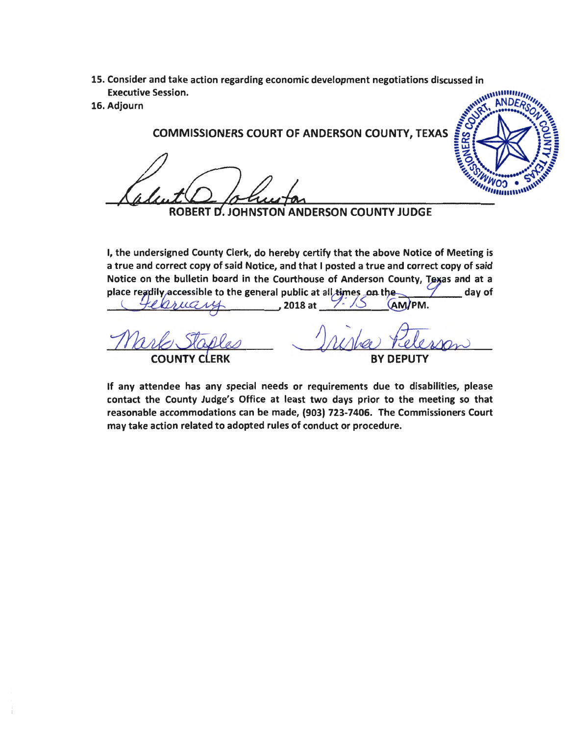15. Consider and take action regarding economic development negotiations discussed in Executive Session.
16. Adjourn

**COMMISSIONERS COURT OF ANDERSON COUNTY, TEXAS**

Robert D. Johnston

**ROBERT D. JOHNSTON ANDERSON COUNTY JUDGE**

**I, the undersigned County Clerk, do hereby certify that the above Notice of Meeting is a true and correct copy of said Notice, and that I posted a true and correct copy of said Notice on the bulletin board in the Courthouse of Anderson County, Texas and at a place readily accessible to the general public at all times on the 9 day of February, 2018 at 9:15 AM/PM.**

Mark Staples — **COUNTY CLERK**

Trisha Peterson — **BY DEPUTY**

**If any attendee has any special needs or requirements due to disabilities, please contact the County Judge's Office at least two days prior to the meeting so that reasonable accommodations can be made, (903) 723-7406. The Commissioners Court may take action related to adopted rules of conduct or procedure.**